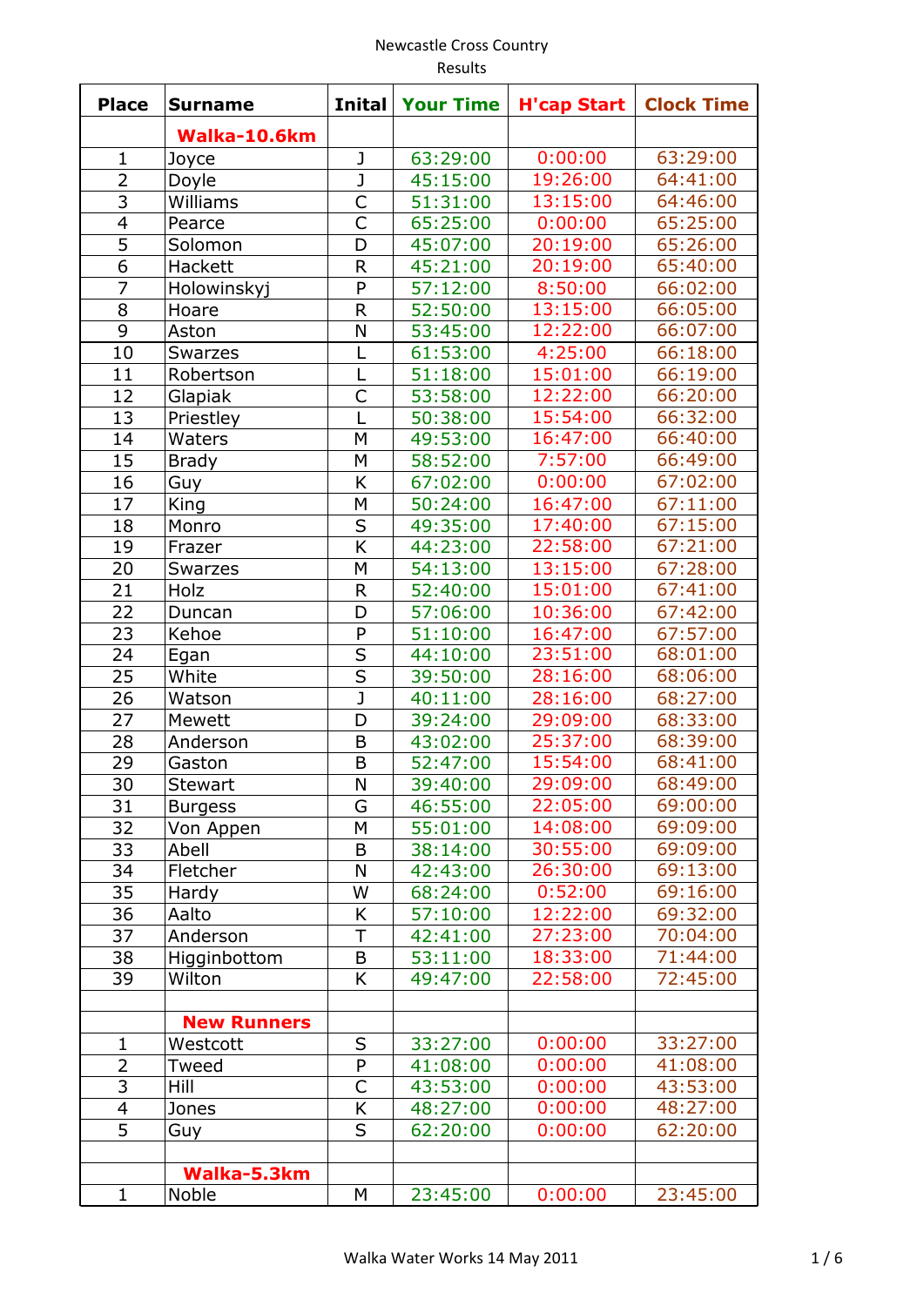Newcastle Cross Country

Results

| Place | Surname | Inital | Your Time | H'cap Start | Clock Time |
|---|---|---|---|---|---|
| | **Walka-10.6km** | | | | |
| 1 | Joyce | J | 63:29:00 | 0:00:00 | 63:29:00 |
| 2 | Doyle | J | 45:15:00 | 19:26:00 | 64:41:00 |
| 3 | Williams | C | 51:31:00 | 13:15:00 | 64:46:00 |
| 4 | Pearce | C | 65:25:00 | 0:00:00 | 65:25:00 |
| 5 | Solomon | D | 45:07:00 | 20:19:00 | 65:26:00 |
| 6 | Hackett | R | 45:21:00 | 20:19:00 | 65:40:00 |
| 7 | Holowinskyj | P | 57:12:00 | 8:50:00 | 66:02:00 |
| 8 | Hoare | R | 52:50:00 | 13:15:00 | 66:05:00 |
| 9 | Aston | N | 53:45:00 | 12:22:00 | 66:07:00 |
| 10 | Swarzes | L | 61:53:00 | 4:25:00 | 66:18:00 |
| 11 | Robertson | L | 51:18:00 | 15:01:00 | 66:19:00 |
| 12 | Glapiak | C | 53:58:00 | 12:22:00 | 66:20:00 |
| 13 | Priestley | L | 50:38:00 | 15:54:00 | 66:32:00 |
| 14 | Waters | M | 49:53:00 | 16:47:00 | 66:40:00 |
| 15 | Brady | M | 58:52:00 | 7:57:00 | 66:49:00 |
| 16 | Guy | K | 67:02:00 | 0:00:00 | 67:02:00 |
| 17 | King | M | 50:24:00 | 16:47:00 | 67:11:00 |
| 18 | Monro | S | 49:35:00 | 17:40:00 | 67:15:00 |
| 19 | Frazer | K | 44:23:00 | 22:58:00 | 67:21:00 |
| 20 | Swarzes | M | 54:13:00 | 13:15:00 | 67:28:00 |
| 21 | Holz | R | 52:40:00 | 15:01:00 | 67:41:00 |
| 22 | Duncan | D | 57:06:00 | 10:36:00 | 67:42:00 |
| 23 | Kehoe | P | 51:10:00 | 16:47:00 | 67:57:00 |
| 24 | Egan | S | 44:10:00 | 23:51:00 | 68:01:00 |
| 25 | White | S | 39:50:00 | 28:16:00 | 68:06:00 |
| 26 | Watson | J | 40:11:00 | 28:16:00 | 68:27:00 |
| 27 | Mewett | D | 39:24:00 | 29:09:00 | 68:33:00 |
| 28 | Anderson | B | 43:02:00 | 25:37:00 | 68:39:00 |
| 29 | Gaston | B | 52:47:00 | 15:54:00 | 68:41:00 |
| 30 | Stewart | N | 39:40:00 | 29:09:00 | 68:49:00 |
| 31 | Burgess | G | 46:55:00 | 22:05:00 | 69:00:00 |
| 32 | Von Appen | M | 55:01:00 | 14:08:00 | 69:09:00 |
| 33 | Abell | B | 38:14:00 | 30:55:00 | 69:09:00 |
| 34 | Fletcher | N | 42:43:00 | 26:30:00 | 69:13:00 |
| 35 | Hardy | W | 68:24:00 | 0:52:00 | 69:16:00 |
| 36 | Aalto | K | 57:10:00 | 12:22:00 | 69:32:00 |
| 37 | Anderson | T | 42:41:00 | 27:23:00 | 70:04:00 |
| 38 | Higginbottom | B | 53:11:00 | 18:33:00 | 71:44:00 |
| 39 | Wilton | K | 49:47:00 | 22:58:00 | 72:45:00 |
| | | | | | |
| | **New Runners** | | | | |
| 1 | Westcott | S | 33:27:00 | 0:00:00 | 33:27:00 |
| 2 | Tweed | P | 41:08:00 | 0:00:00 | 41:08:00 |
| 3 | Hill | C | 43:53:00 | 0:00:00 | 43:53:00 |
| 4 | Jones | K | 48:27:00 | 0:00:00 | 48:27:00 |
| 5 | Guy | S | 62:20:00 | 0:00:00 | 62:20:00 |
| | | | | | |
| | **Walka-5.3km** | | | | |
| 1 | Noble | M | 23:45:00 | 0:00:00 | 23:45:00 |

Walka Water Works 14 May 2011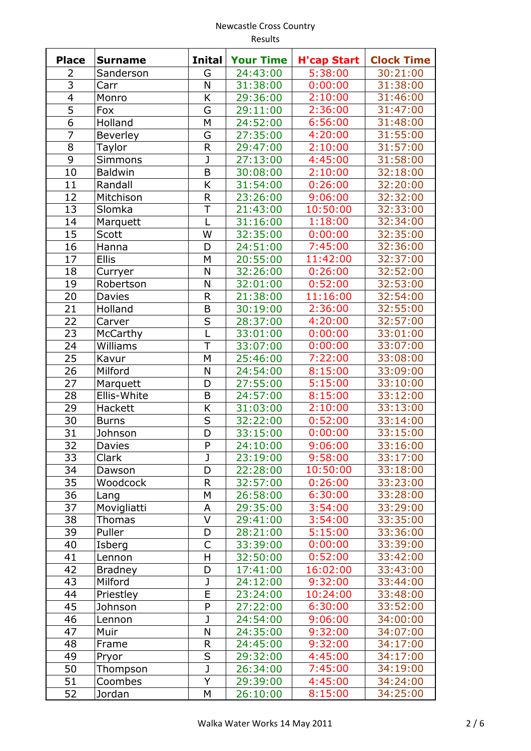Newcastle Cross Country
Results

| Place | Surname | Inital | Your Time | H'cap Start | Clock Time |
|---|---|---|---|---|---|
| 2 | Sanderson | G | 24:43:00 | 5:38:00 | 30:21:00 |
| 3 | Carr | N | 31:38:00 | 0:00:00 | 31:38:00 |
| 4 | Monro | K | 29:36:00 | 2:10:00 | 31:46:00 |
| 5 | Fox | G | 29:11:00 | 2:36:00 | 31:47:00 |
| 6 | Holland | M | 24:52:00 | 6:56:00 | 31:48:00 |
| 7 | Beverley | G | 27:35:00 | 4:20:00 | 31:55:00 |
| 8 | Taylor | R | 29:47:00 | 2:10:00 | 31:57:00 |
| 9 | Simmons | J | 27:13:00 | 4:45:00 | 31:58:00 |
| 10 | Baldwin | B | 30:08:00 | 2:10:00 | 32:18:00 |
| 11 | Randall | K | 31:54:00 | 0:26:00 | 32:20:00 |
| 12 | Mitchison | R | 23:26:00 | 9:06:00 | 32:32:00 |
| 13 | Slomka | T | 21:43:00 | 10:50:00 | 32:33:00 |
| 14 | Marquett | L | 31:16:00 | 1:18:00 | 32:34:00 |
| 15 | Scott | W | 32:35:00 | 0:00:00 | 32:35:00 |
| 16 | Hanna | D | 24:51:00 | 7:45:00 | 32:36:00 |
| 17 | Ellis | M | 20:55:00 | 11:42:00 | 32:37:00 |
| 18 | Curryer | N | 32:26:00 | 0:26:00 | 32:52:00 |
| 19 | Robertson | N | 32:01:00 | 0:52:00 | 32:53:00 |
| 20 | Davies | R | 21:38:00 | 11:16:00 | 32:54:00 |
| 21 | Holland | B | 30:19:00 | 2:36:00 | 32:55:00 |
| 22 | Carver | S | 28:37:00 | 4:20:00 | 32:57:00 |
| 23 | McCarthy | L | 33:01:00 | 0:00:00 | 33:01:00 |
| 24 | Williams | T | 33:07:00 | 0:00:00 | 33:07:00 |
| 25 | Kavur | M | 25:46:00 | 7:22:00 | 33:08:00 |
| 26 | Milford | N | 24:54:00 | 8:15:00 | 33:09:00 |
| 27 | Marquett | D | 27:55:00 | 5:15:00 | 33:10:00 |
| 28 | Ellis-White | B | 24:57:00 | 8:15:00 | 33:12:00 |
| 29 | Hackett | K | 31:03:00 | 2:10:00 | 33:13:00 |
| 30 | Burns | S | 32:22:00 | 0:52:00 | 33:14:00 |
| 31 | Johnson | D | 33:15:00 | 0:00:00 | 33:15:00 |
| 32 | Davies | P | 24:10:00 | 9:06:00 | 33:16:00 |
| 33 | Clark | J | 23:19:00 | 9:58:00 | 33:17:00 |
| 34 | Dawson | D | 22:28:00 | 10:50:00 | 33:18:00 |
| 35 | Woodcock | R | 32:57:00 | 0:26:00 | 33:23:00 |
| 36 | Lang | M | 26:58:00 | 6:30:00 | 33:28:00 |
| 37 | Movigliatti | A | 29:35:00 | 3:54:00 | 33:29:00 |
| 38 | Thomas | V | 29:41:00 | 3:54:00 | 33:35:00 |
| 39 | Puller | D | 28:21:00 | 5:15:00 | 33:36:00 |
| 40 | Isberg | C | 33:39:00 | 0:00:00 | 33:39:00 |
| 41 | Lennon | H | 32:50:00 | 0:52:00 | 33:42:00 |
| 42 | Bradney | D | 17:41:00 | 16:02:00 | 33:43:00 |
| 43 | Milford | J | 24:12:00 | 9:32:00 | 33:44:00 |
| 44 | Priestley | E | 23:24:00 | 10:24:00 | 33:48:00 |
| 45 | Johnson | P | 27:22:00 | 6:30:00 | 33:52:00 |
| 46 | Lennon | J | 24:54:00 | 9:06:00 | 34:00:00 |
| 47 | Muir | N | 24:35:00 | 9:32:00 | 34:07:00 |
| 48 | Frame | R | 24:45:00 | 9:32:00 | 34:17:00 |
| 49 | Pryor | S | 29:32:00 | 4:45:00 | 34:17:00 |
| 50 | Thompson | J | 26:34:00 | 7:45:00 | 34:19:00 |
| 51 | Coombes | Y | 29:39:00 | 4:45:00 | 34:24:00 |
| 52 | Jordan | M | 26:10:00 | 8:15:00 | 34:25:00 |

Walka Water Works 14 May 2011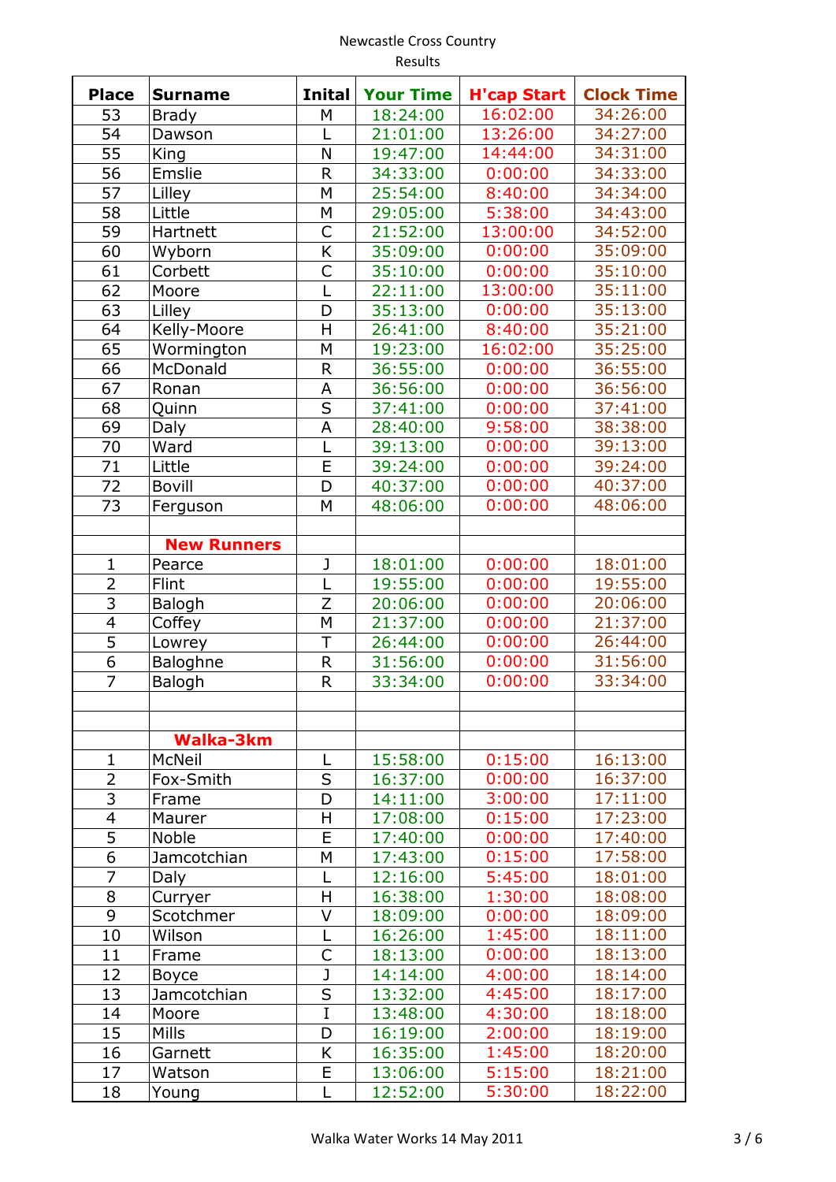Newcastle Cross Country

Results

| Place | Surname | Inital | Your Time | H'cap Start | Clock Time |
|---|---|---|---|---|---|
| 53 | Brady | M | 18:24:00 | 16:02:00 | 34:26:00 |
| 54 | Dawson | L | 21:01:00 | 13:26:00 | 34:27:00 |
| 55 | King | N | 19:47:00 | 14:44:00 | 34:31:00 |
| 56 | Emslie | R | 34:33:00 | 0:00:00 | 34:33:00 |
| 57 | Lilley | M | 25:54:00 | 8:40:00 | 34:34:00 |
| 58 | Little | M | 29:05:00 | 5:38:00 | 34:43:00 |
| 59 | Hartnett | C | 21:52:00 | 13:00:00 | 34:52:00 |
| 60 | Wyborn | K | 35:09:00 | 0:00:00 | 35:09:00 |
| 61 | Corbett | C | 35:10:00 | 0:00:00 | 35:10:00 |
| 62 | Moore | L | 22:11:00 | 13:00:00 | 35:11:00 |
| 63 | Lilley | D | 35:13:00 | 0:00:00 | 35:13:00 |
| 64 | Kelly-Moore | H | 26:41:00 | 8:40:00 | 35:21:00 |
| 65 | Wormington | M | 19:23:00 | 16:02:00 | 35:25:00 |
| 66 | McDonald | R | 36:55:00 | 0:00:00 | 36:55:00 |
| 67 | Ronan | A | 36:56:00 | 0:00:00 | 36:56:00 |
| 68 | Quinn | S | 37:41:00 | 0:00:00 | 37:41:00 |
| 69 | Daly | A | 28:40:00 | 9:58:00 | 38:38:00 |
| 70 | Ward | L | 39:13:00 | 0:00:00 | 39:13:00 |
| 71 | Little | E | 39:24:00 | 0:00:00 | 39:24:00 |
| 72 | Bovill | D | 40:37:00 | 0:00:00 | 40:37:00 |
| 73 | Ferguson | M | 48:06:00 | 0:00:00 | 48:06:00 |
| | | | | | |
| | **New Runners** | | | | |
| 1 | Pearce | J | 18:01:00 | 0:00:00 | 18:01:00 |
| 2 | Flint | L | 19:55:00 | 0:00:00 | 19:55:00 |
| 3 | Balogh | Z | 20:06:00 | 0:00:00 | 20:06:00 |
| 4 | Coffey | M | 21:37:00 | 0:00:00 | 21:37:00 |
| 5 | Lowrey | T | 26:44:00 | 0:00:00 | 26:44:00 |
| 6 | Baloghne | R | 31:56:00 | 0:00:00 | 31:56:00 |
| 7 | Balogh | R | 33:34:00 | 0:00:00 | 33:34:00 |
| | | | | | |
| | | | | | |
| | **Walka-3km** | | | | |
| 1 | McNeil | L | 15:58:00 | 0:15:00 | 16:13:00 |
| 2 | Fox-Smith | S | 16:37:00 | 0:00:00 | 16:37:00 |
| 3 | Frame | D | 14:11:00 | 3:00:00 | 17:11:00 |
| 4 | Maurer | H | 17:08:00 | 0:15:00 | 17:23:00 |
| 5 | Noble | E | 17:40:00 | 0:00:00 | 17:40:00 |
| 6 | Jamcotchian | M | 17:43:00 | 0:15:00 | 17:58:00 |
| 7 | Daly | L | 12:16:00 | 5:45:00 | 18:01:00 |
| 8 | Curryer | H | 16:38:00 | 1:30:00 | 18:08:00 |
| 9 | Scotchmer | V | 18:09:00 | 0:00:00 | 18:09:00 |
| 10 | Wilson | L | 16:26:00 | 1:45:00 | 18:11:00 |
| 11 | Frame | C | 18:13:00 | 0:00:00 | 18:13:00 |
| 12 | Boyce | J | 14:14:00 | 4:00:00 | 18:14:00 |
| 13 | Jamcotchian | S | 13:32:00 | 4:45:00 | 18:17:00 |
| 14 | Moore | I | 13:48:00 | 4:30:00 | 18:18:00 |
| 15 | Mills | D | 16:19:00 | 2:00:00 | 18:19:00 |
| 16 | Garnett | K | 16:35:00 | 1:45:00 | 18:20:00 |
| 17 | Watson | E | 13:06:00 | 5:15:00 | 18:21:00 |
| 18 | Young | L | 12:52:00 | 5:30:00 | 18:22:00 |

Walka Water Works 14 May 2011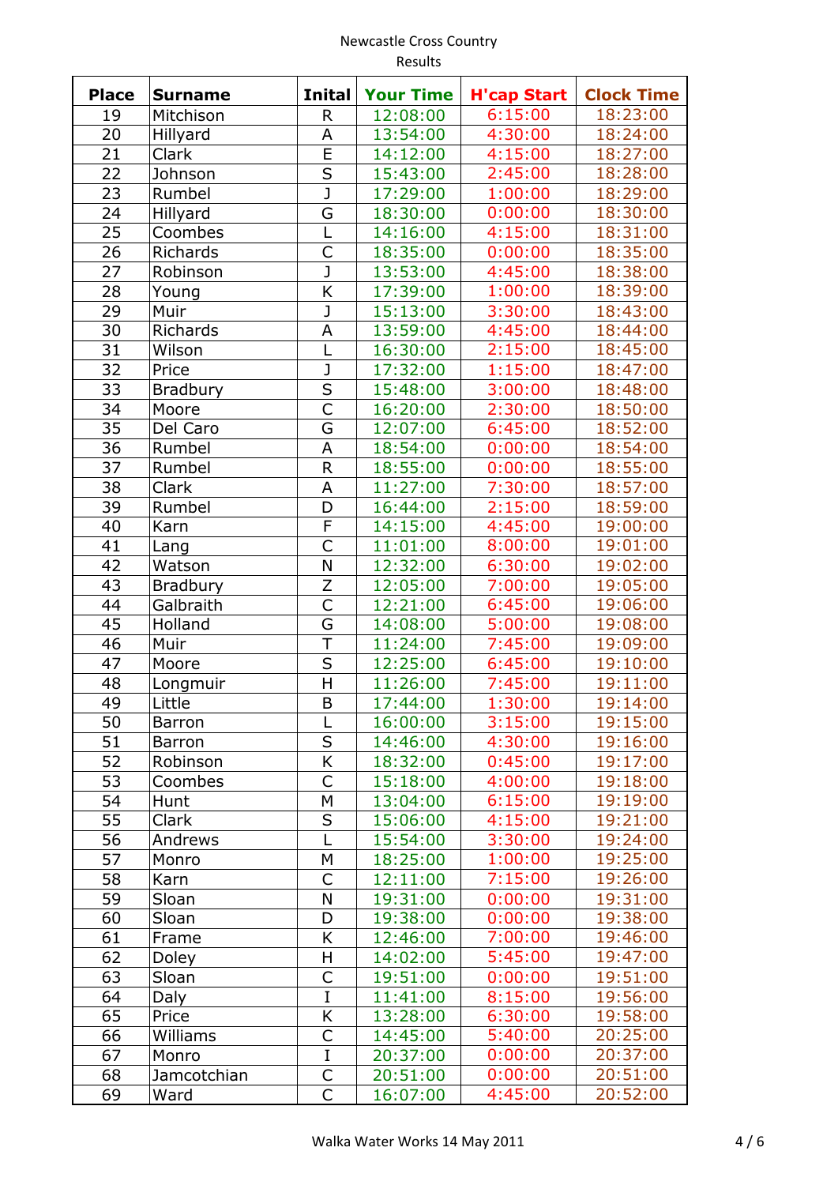Newcastle Cross Country

Results

| Place | Surname | Inital | Your Time | H'cap Start | Clock Time |
|---|---|---|---|---|---|
| 19 | Mitchison | R | 12:08:00 | 6:15:00 | 18:23:00 |
| 20 | Hillyard | A | 13:54:00 | 4:30:00 | 18:24:00 |
| 21 | Clark | E | 14:12:00 | 4:15:00 | 18:27:00 |
| 22 | Johnson | S | 15:43:00 | 2:45:00 | 18:28:00 |
| 23 | Rumbel | J | 17:29:00 | 1:00:00 | 18:29:00 |
| 24 | Hillyard | G | 18:30:00 | 0:00:00 | 18:30:00 |
| 25 | Coombes | L | 14:16:00 | 4:15:00 | 18:31:00 |
| 26 | Richards | C | 18:35:00 | 0:00:00 | 18:35:00 |
| 27 | Robinson | J | 13:53:00 | 4:45:00 | 18:38:00 |
| 28 | Young | K | 17:39:00 | 1:00:00 | 18:39:00 |
| 29 | Muir | J | 15:13:00 | 3:30:00 | 18:43:00 |
| 30 | Richards | A | 13:59:00 | 4:45:00 | 18:44:00 |
| 31 | Wilson | L | 16:30:00 | 2:15:00 | 18:45:00 |
| 32 | Price | J | 17:32:00 | 1:15:00 | 18:47:00 |
| 33 | Bradbury | S | 15:48:00 | 3:00:00 | 18:48:00 |
| 34 | Moore | C | 16:20:00 | 2:30:00 | 18:50:00 |
| 35 | Del Caro | G | 12:07:00 | 6:45:00 | 18:52:00 |
| 36 | Rumbel | A | 18:54:00 | 0:00:00 | 18:54:00 |
| 37 | Rumbel | R | 18:55:00 | 0:00:00 | 18:55:00 |
| 38 | Clark | A | 11:27:00 | 7:30:00 | 18:57:00 |
| 39 | Rumbel | D | 16:44:00 | 2:15:00 | 18:59:00 |
| 40 | Karn | F | 14:15:00 | 4:45:00 | 19:00:00 |
| 41 | Lang | C | 11:01:00 | 8:00:00 | 19:01:00 |
| 42 | Watson | N | 12:32:00 | 6:30:00 | 19:02:00 |
| 43 | Bradbury | Z | 12:05:00 | 7:00:00 | 19:05:00 |
| 44 | Galbraith | C | 12:21:00 | 6:45:00 | 19:06:00 |
| 45 | Holland | G | 14:08:00 | 5:00:00 | 19:08:00 |
| 46 | Muir | T | 11:24:00 | 7:45:00 | 19:09:00 |
| 47 | Moore | S | 12:25:00 | 6:45:00 | 19:10:00 |
| 48 | Longmuir | H | 11:26:00 | 7:45:00 | 19:11:00 |
| 49 | Little | B | 17:44:00 | 1:30:00 | 19:14:00 |
| 50 | Barron | L | 16:00:00 | 3:15:00 | 19:15:00 |
| 51 | Barron | S | 14:46:00 | 4:30:00 | 19:16:00 |
| 52 | Robinson | K | 18:32:00 | 0:45:00 | 19:17:00 |
| 53 | Coombes | C | 15:18:00 | 4:00:00 | 19:18:00 |
| 54 | Hunt | M | 13:04:00 | 6:15:00 | 19:19:00 |
| 55 | Clark | S | 15:06:00 | 4:15:00 | 19:21:00 |
| 56 | Andrews | L | 15:54:00 | 3:30:00 | 19:24:00 |
| 57 | Monro | M | 18:25:00 | 1:00:00 | 19:25:00 |
| 58 | Karn | C | 12:11:00 | 7:15:00 | 19:26:00 |
| 59 | Sloan | N | 19:31:00 | 0:00:00 | 19:31:00 |
| 60 | Sloan | D | 19:38:00 | 0:00:00 | 19:38:00 |
| 61 | Frame | K | 12:46:00 | 7:00:00 | 19:46:00 |
| 62 | Doley | H | 14:02:00 | 5:45:00 | 19:47:00 |
| 63 | Sloan | C | 19:51:00 | 0:00:00 | 19:51:00 |
| 64 | Daly | I | 11:41:00 | 8:15:00 | 19:56:00 |
| 65 | Price | K | 13:28:00 | 6:30:00 | 19:58:00 |
| 66 | Williams | C | 14:45:00 | 5:40:00 | 20:25:00 |
| 67 | Monro | I | 20:37:00 | 0:00:00 | 20:37:00 |
| 68 | Jamcotchian | C | 20:51:00 | 0:00:00 | 20:51:00 |
| 69 | Ward | C | 16:07:00 | 4:45:00 | 20:52:00 |

Walka Water Works 14 May 2011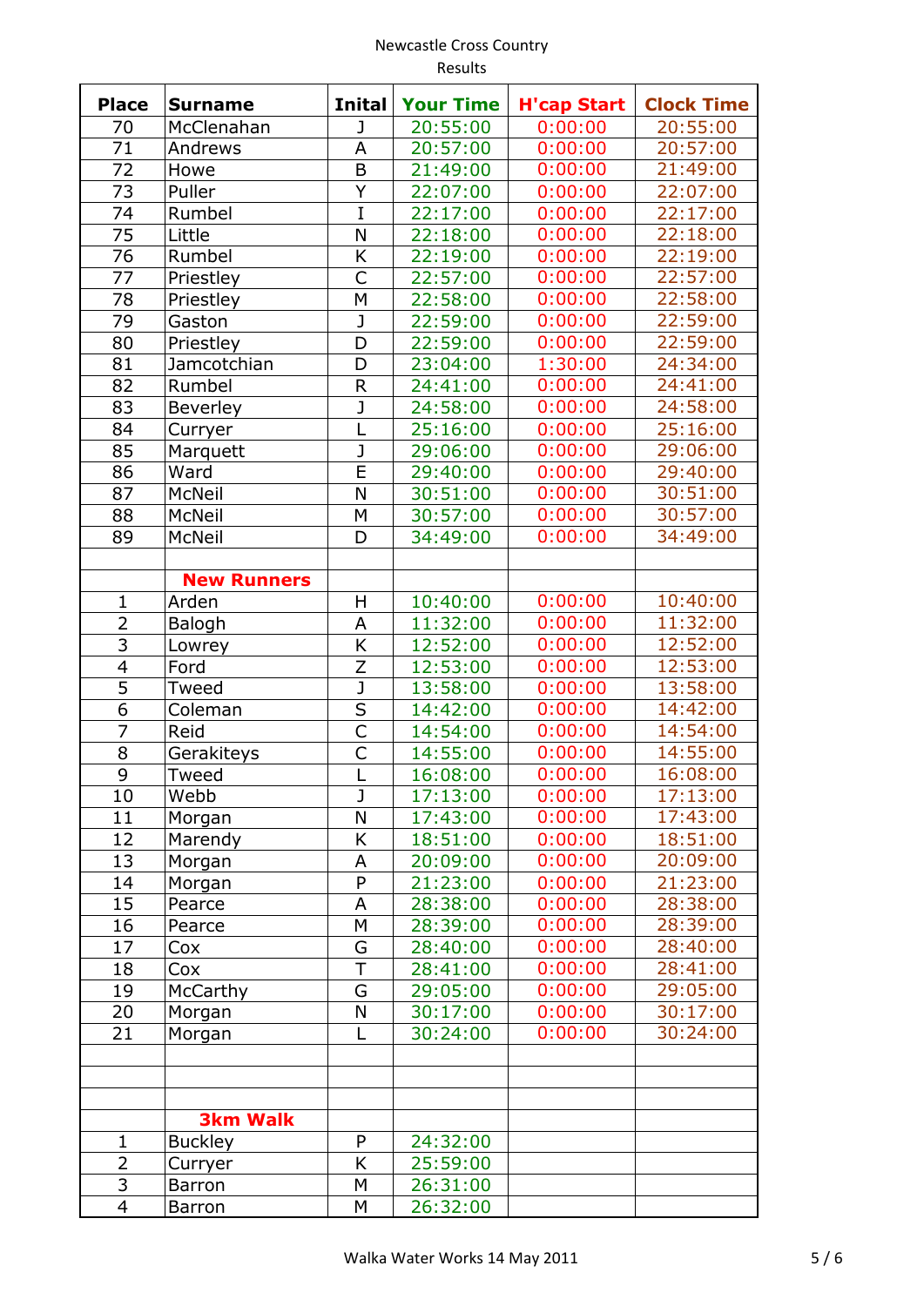Newcastle Cross Country
Results

| Place | Surname | Inital | Your Time | H'cap Start | Clock Time |
|---|---|---|---|---|---|
| 70 | McClenahan | J | 20:55:00 | 0:00:00 | 20:55:00 |
| 71 | Andrews | A | 20:57:00 | 0:00:00 | 20:57:00 |
| 72 | Howe | B | 21:49:00 | 0:00:00 | 21:49:00 |
| 73 | Puller | Y | 22:07:00 | 0:00:00 | 22:07:00 |
| 74 | Rumbel | I | 22:17:00 | 0:00:00 | 22:17:00 |
| 75 | Little | N | 22:18:00 | 0:00:00 | 22:18:00 |
| 76 | Rumbel | K | 22:19:00 | 0:00:00 | 22:19:00 |
| 77 | Priestley | C | 22:57:00 | 0:00:00 | 22:57:00 |
| 78 | Priestley | M | 22:58:00 | 0:00:00 | 22:58:00 |
| 79 | Gaston | J | 22:59:00 | 0:00:00 | 22:59:00 |
| 80 | Priestley | D | 22:59:00 | 0:00:00 | 22:59:00 |
| 81 | Jamcotchian | D | 23:04:00 | 1:30:00 | 24:34:00 |
| 82 | Rumbel | R | 24:41:00 | 0:00:00 | 24:41:00 |
| 83 | Beverley | J | 24:58:00 | 0:00:00 | 24:58:00 |
| 84 | Curryer | L | 25:16:00 | 0:00:00 | 25:16:00 |
| 85 | Marquett | J | 29:06:00 | 0:00:00 | 29:06:00 |
| 86 | Ward | E | 29:40:00 | 0:00:00 | 29:40:00 |
| 87 | McNeil | N | 30:51:00 | 0:00:00 | 30:51:00 |
| 88 | McNeil | M | 30:57:00 | 0:00:00 | 30:57:00 |
| 89 | McNeil | D | 34:49:00 | 0:00:00 | 34:49:00 |
| | | | | | |
| | **New Runners** | | | | |
| 1 | Arden | H | 10:40:00 | 0:00:00 | 10:40:00 |
| 2 | Balogh | A | 11:32:00 | 0:00:00 | 11:32:00 |
| 3 | Lowrey | K | 12:52:00 | 0:00:00 | 12:52:00 |
| 4 | Ford | Z | 12:53:00 | 0:00:00 | 12:53:00 |
| 5 | Tweed | J | 13:58:00 | 0:00:00 | 13:58:00 |
| 6 | Coleman | S | 14:42:00 | 0:00:00 | 14:42:00 |
| 7 | Reid | C | 14:54:00 | 0:00:00 | 14:54:00 |
| 8 | Gerakiteys | C | 14:55:00 | 0:00:00 | 14:55:00 |
| 9 | Tweed | L | 16:08:00 | 0:00:00 | 16:08:00 |
| 10 | Webb | J | 17:13:00 | 0:00:00 | 17:13:00 |
| 11 | Morgan | N | 17:43:00 | 0:00:00 | 17:43:00 |
| 12 | Marendy | K | 18:51:00 | 0:00:00 | 18:51:00 |
| 13 | Morgan | A | 20:09:00 | 0:00:00 | 20:09:00 |
| 14 | Morgan | P | 21:23:00 | 0:00:00 | 21:23:00 |
| 15 | Pearce | A | 28:38:00 | 0:00:00 | 28:38:00 |
| 16 | Pearce | M | 28:39:00 | 0:00:00 | 28:39:00 |
| 17 | Cox | G | 28:40:00 | 0:00:00 | 28:40:00 |
| 18 | Cox | T | 28:41:00 | 0:00:00 | 28:41:00 |
| 19 | McCarthy | G | 29:05:00 | 0:00:00 | 29:05:00 |
| 20 | Morgan | N | 30:17:00 | 0:00:00 | 30:17:00 |
| 21 | Morgan | L | 30:24:00 | 0:00:00 | 30:24:00 |
| | | | | | |
| | | | | | |
| | | | | | |
| | **3km Walk** | | | | |
| 1 | Buckley | P | 24:32:00 | | |
| 2 | Curryer | K | 25:59:00 | | |
| 3 | Barron | M | 26:31:00 | | |
| 4 | Barron | M | 26:32:00 | | |

Walka Water Works 14 May 2011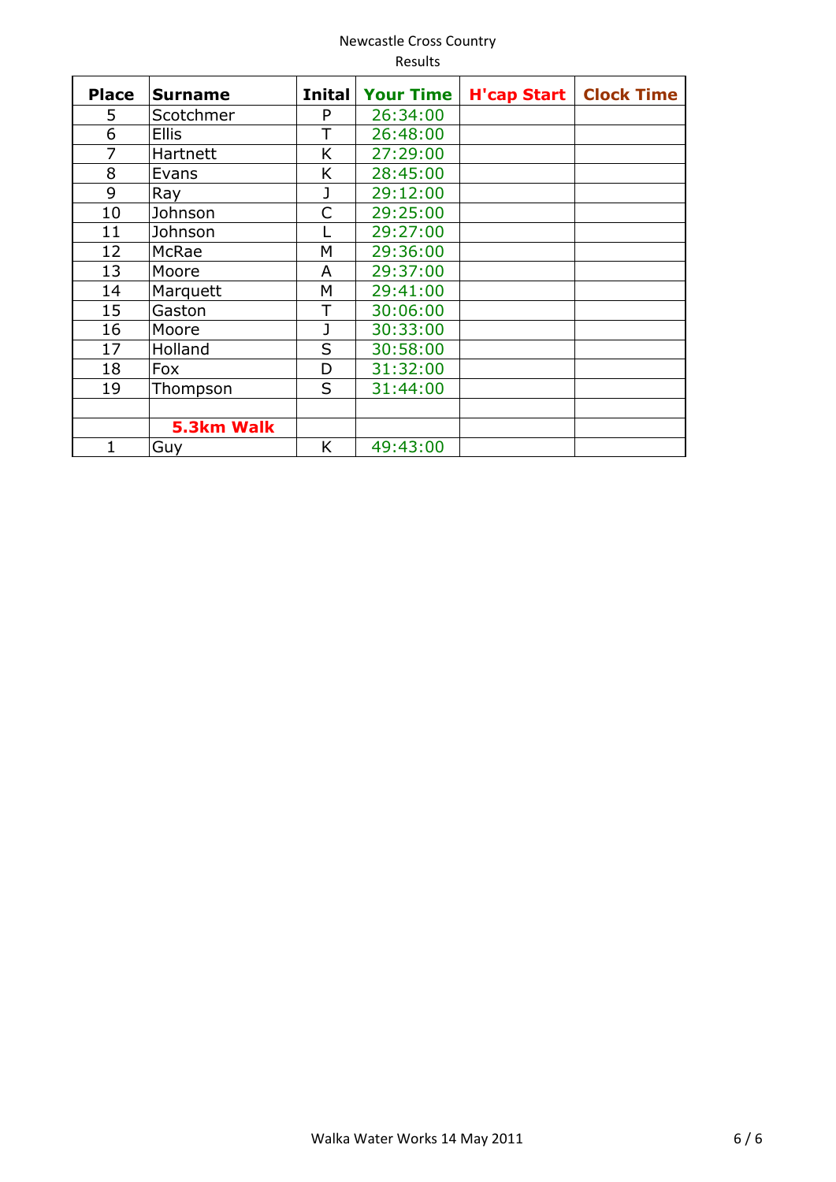Newcastle Cross Country

Results

| Place | Surname | Inital | Your Time | H'cap Start | Clock Time |
|---|---|---|---|---|---|
| 5 | Scotchmer | P | 26:34:00 | | |
| 6 | Ellis | T | 26:48:00 | | |
| 7 | Hartnett | K | 27:29:00 | | |
| 8 | Evans | K | 28:45:00 | | |
| 9 | Ray | J | 29:12:00 | | |
| 10 | Johnson | C | 29:25:00 | | |
| 11 | Johnson | L | 29:27:00 | | |
| 12 | McRae | M | 29:36:00 | | |
| 13 | Moore | A | 29:37:00 | | |
| 14 | Marquett | M | 29:41:00 | | |
| 15 | Gaston | T | 30:06:00 | | |
| 16 | Moore | J | 30:33:00 | | |
| 17 | Holland | S | 30:58:00 | | |
| 18 | Fox | D | 31:32:00 | | |
| 19 | Thompson | S | 31:44:00 | | |
| | | | | | |
| | **5.3km Walk** | | | | |
| 1 | Guy | K | 49:43:00 | | |

Walka Water Works 14 May 2011